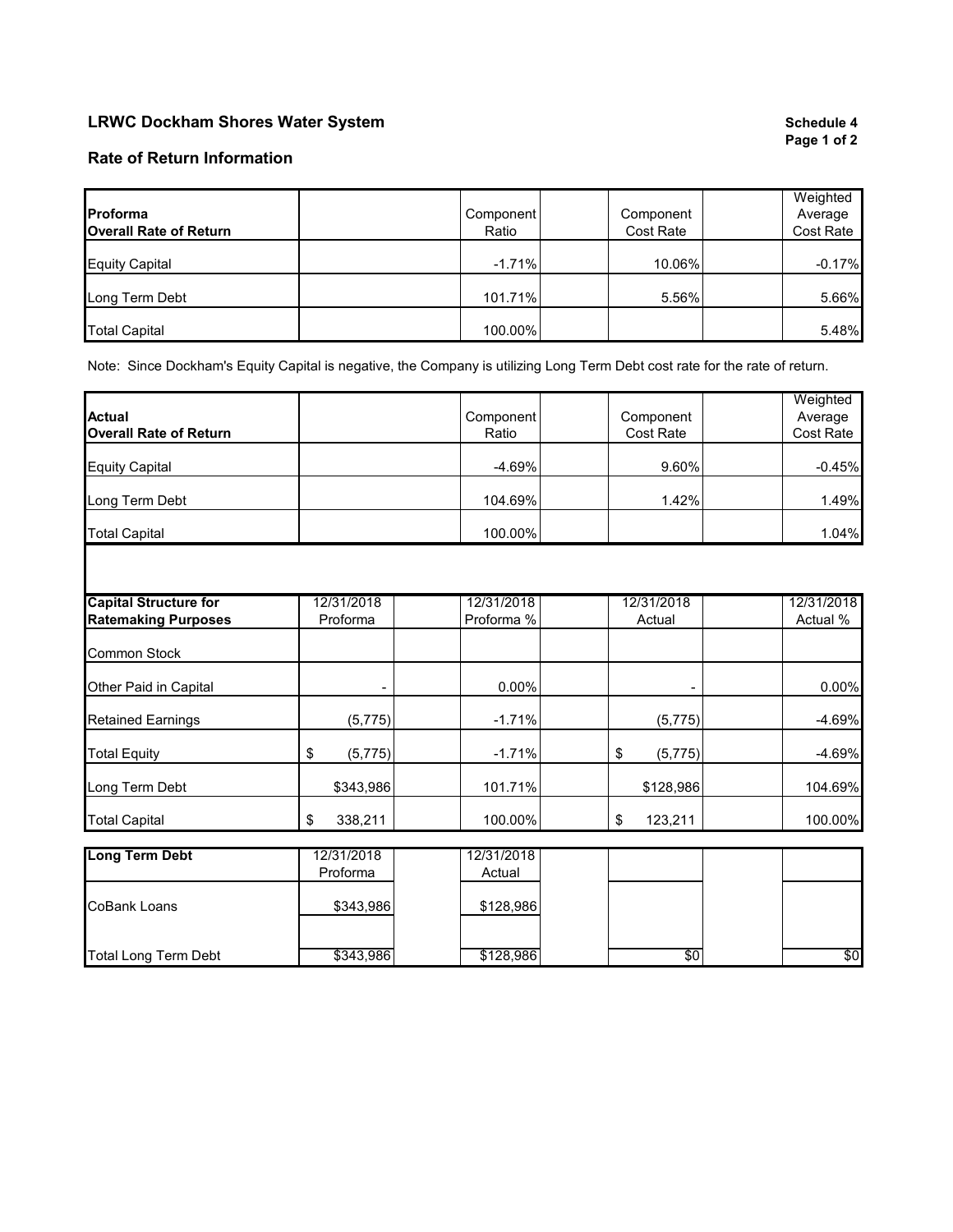## LRWC Dockham Shores Water System

**Schedule 4**

## Rate of Return Information

| **Proforma Overall Rate of Return** | | Component Ratio | | Component Cost Rate | | Weighted Average Cost Rate |
|---|---|---|---|---|---|---|
| Equity Capital | | -1.71% | | 10.06% | | -0.17% |
| Long Term Debt | | 101.71% | | 5.56% | | 5.66% |
| Total Capital | | 100.00% | | | | 5.48% |

Note: Since Dockham's Equity Capital is negative, the Company is utilizing Long Term Debt cost rate for the rate of return.

| **Actual Overall Rate of Return** | | Component Ratio | | Component Cost Rate | | Weighted Average Cost Rate |
|---|---|---|---|---|---|---|
| Equity Capital | | -4.69% | | 9.60% | | -0.45% |
| Long Term Debt | | 104.69% | | 1.42% | | 1.49% |
| Total Capital | | 100.00% | | | | 1.04% |

| **Capital Structure for Ratemaking Purposes** | 12/31/2018 Proforma | | 12/31/2018 Proforma % | | 12/31/2018 Actual | | 12/31/2018 Actual % |
|---|---|---|---|---|---|---|---|
| Common Stock | | | | | | | |
| Other Paid in Capital | - | | 0.00% | | - | | 0.00% |
| Retained Earnings | (5,775) | | -1.71% | | (5,775) | | -4.69% |
| Total Equity | $ (5,775) | | -1.71% | | $ (5,775) | | -4.69% |
| Long Term Debt | $343,986 | | 101.71% | | $128,986 | | 104.69% |
| Total Capital | $ 338,211 | | 100.00% | | $ 123,211 | | 100.00% |

| **Long Term Debt** | 12/31/2018 Proforma | | 12/31/2018 Actual | | | | |
|---|---|---|---|---|---|---|---|
| CoBank Loans | $343,986 | | $128,986 | | | | |
| | | | | | | | |
| Total Long Term Debt | $343,986 | | $128,986 | | $0 | | $0 |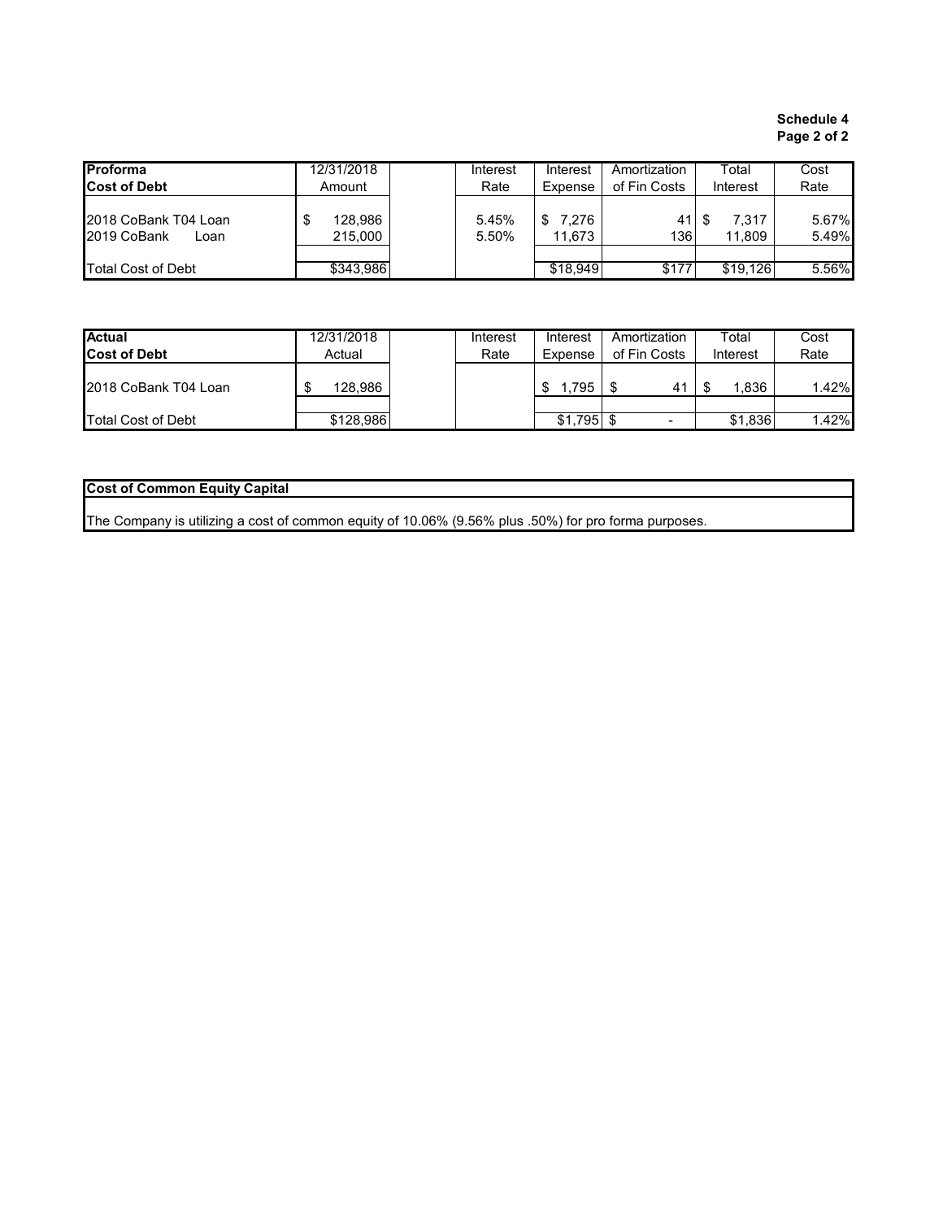**Schedule 4**

| Proforma Cost of Debt | 12/31/2018 Amount | | Interest Rate | Interest Expense | Amortization of Fin Costs | Total Interest | Cost Rate |
|---|---|---|---|---|---|---|---|
| 2018 CoBank T04 Loan | $ 128,986 | | 5.45% | $ 7,276 | 41 | $ 7,317 | 5.67% |
| 2019 CoBank Loan | 215,000 | | 5.50% | 11,673 | 136 | 11,809 | 5.49% |
| Total Cost of Debt | $343,986 | | | $18,949 | $177 | $19,126 | 5.56% |

| Actual Cost of Debt | 12/31/2018 Actual | | Interest Rate | Interest Expense | Amortization of Fin Costs | Total Interest | Cost Rate |
|---|---|---|---|---|---|---|---|
| 2018 CoBank T04 Loan | $ 128,986 | | | $ 1,795 | $ 41 | $ 1,836 | 1.42% |
| Total Cost of Debt | $128,986 | | | $1,795 | $ - | $1,836 | 1.42% |

**Cost of Common Equity Capital**

The Company is utilizing a cost of common equity of 10.06% (9.56% plus .50%) for pro forma purposes.